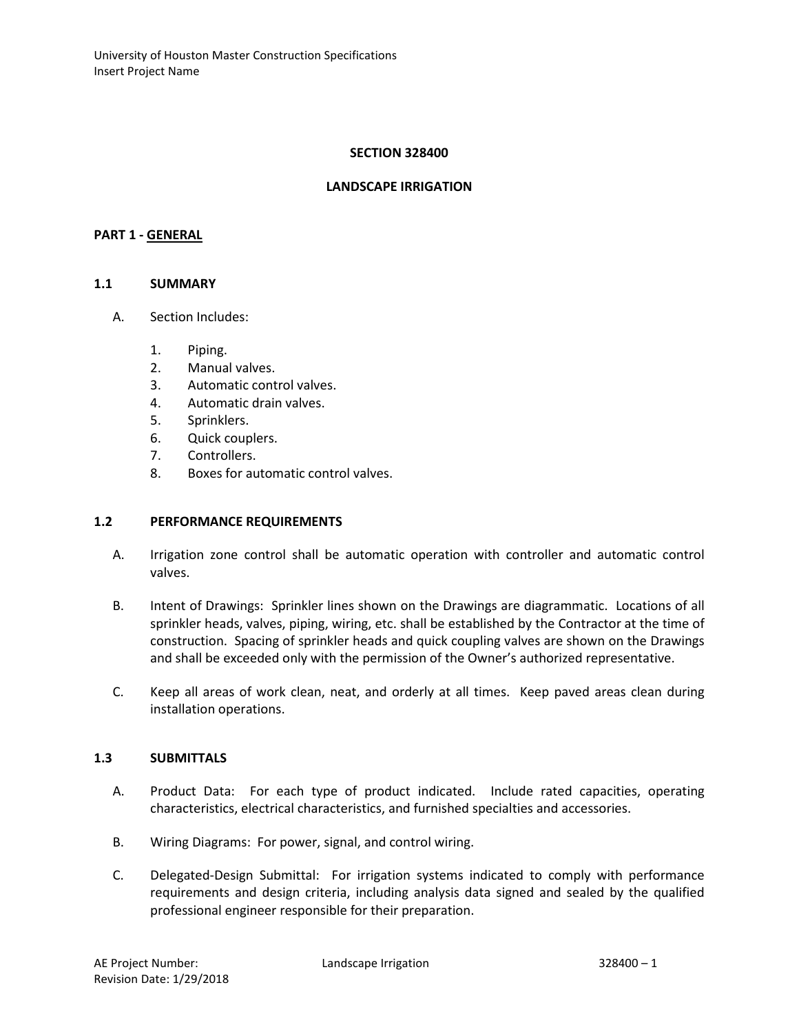# SECTION 328400

# LANDSCAPE IRRIGATION

## PART 1 - GENERAL

### 1.1 SUMMARY

A. Section Includes:

1. Piping.
2. Manual valves.
3. Automatic control valves.
4. Automatic drain valves.
5. Sprinklers.
6. Quick couplers.
7. Controllers.
8. Boxes for automatic control valves.

### 1.2 PERFORMANCE REQUIREMENTS

A. Irrigation zone control shall be automatic operation with controller and automatic control valves.

B. Intent of Drawings: Sprinkler lines shown on the Drawings are diagrammatic. Locations of all sprinkler heads, valves, piping, wiring, etc. shall be established by the Contractor at the time of construction. Spacing of sprinkler heads and quick coupling valves are shown on the Drawings and shall be exceeded only with the permission of the Owner's authorized representative.

C. Keep all areas of work clean, neat, and orderly at all times. Keep paved areas clean during installation operations.

### 1.3 SUBMITTALS

A. Product Data: For each type of product indicated. Include rated capacities, operating characteristics, electrical characteristics, and furnished specialties and accessories.

B. Wiring Diagrams: For power, signal, and control wiring.

C. Delegated-Design Submittal: For irrigation systems indicated to comply with performance requirements and design criteria, including analysis data signed and sealed by the qualified professional engineer responsible for their preparation.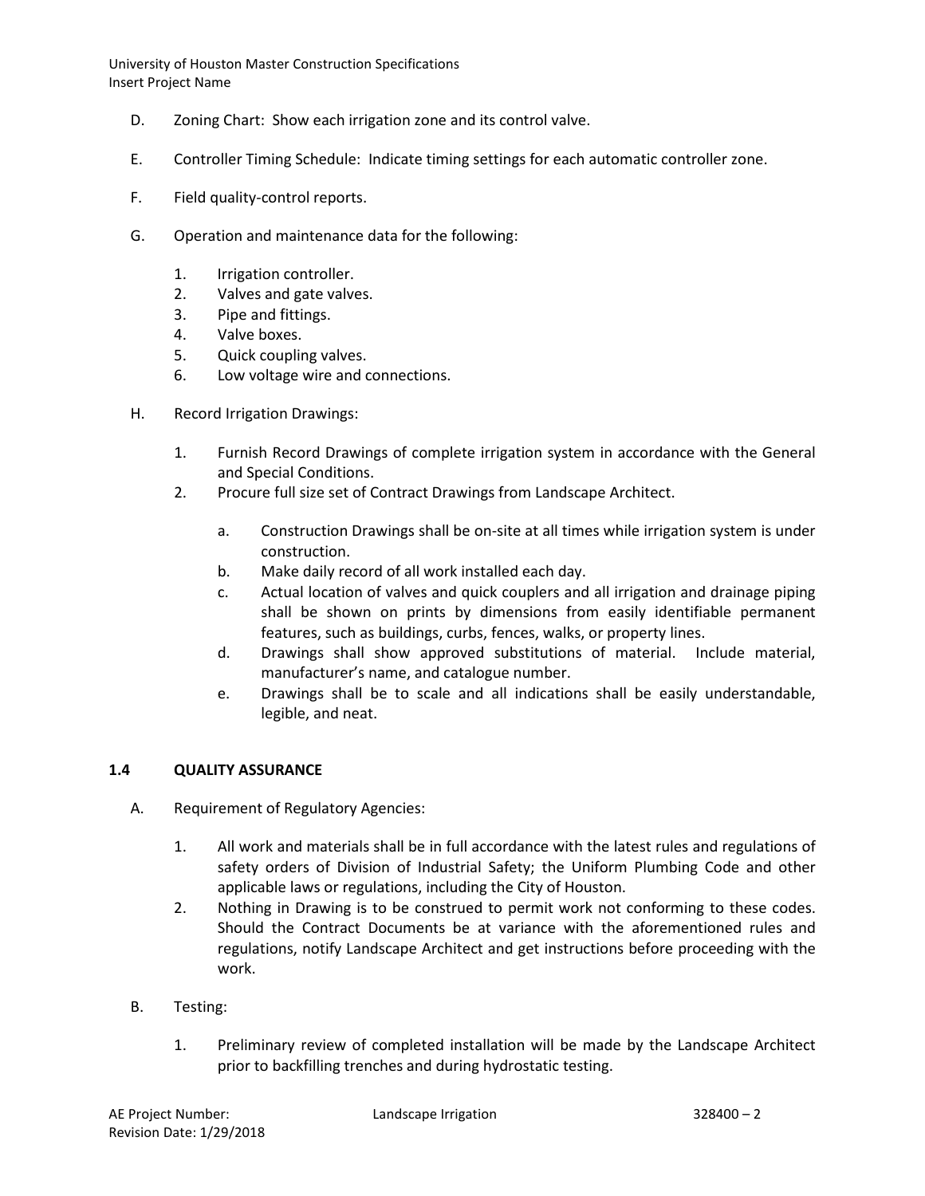D. Zoning Chart: Show each irrigation zone and its control valve.

E. Controller Timing Schedule: Indicate timing settings for each automatic controller zone.

F. Field quality-control reports.

G. Operation and maintenance data for the following:

   1. Irrigation controller.
   2. Valves and gate valves.
   3. Pipe and fittings.
   4. Valve boxes.
   5. Quick coupling valves.
   6. Low voltage wire and connections.

H. Record Irrigation Drawings:

   1. Furnish Record Drawings of complete irrigation system in accordance with the General and Special Conditions.
   2. Procure full size set of Contract Drawings from Landscape Architect.

      a. Construction Drawings shall be on-site at all times while irrigation system is under construction.
      b. Make daily record of all work installed each day.
      c. Actual location of valves and quick couplers and all irrigation and drainage piping shall be shown on prints by dimensions from easily identifiable permanent features, such as buildings, curbs, fences, walks, or property lines.
      d. Drawings shall show approved substitutions of material. Include material, manufacturer's name, and catalogue number.
      e. Drawings shall be to scale and all indications shall be easily understandable, legible, and neat.

## 1.4 QUALITY ASSURANCE

A. Requirement of Regulatory Agencies:

   1. All work and materials shall be in full accordance with the latest rules and regulations of safety orders of Division of Industrial Safety; the Uniform Plumbing Code and other applicable laws or regulations, including the City of Houston.
   2. Nothing in Drawing is to be construed to permit work not conforming to these codes. Should the Contract Documents be at variance with the aforementioned rules and regulations, notify Landscape Architect and get instructions before proceeding with the work.

B. Testing:

   1. Preliminary review of completed installation will be made by the Landscape Architect prior to backfilling trenches and during hydrostatic testing.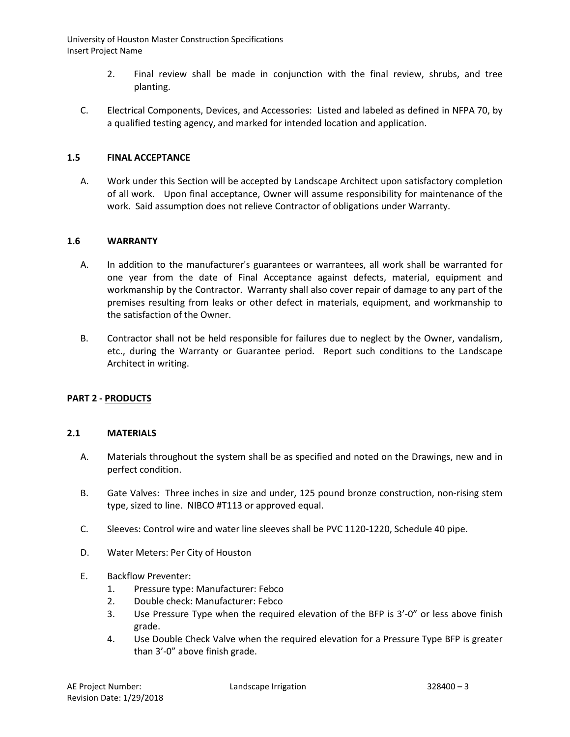2. Final review shall be made in conjunction with the final review, shrubs, and tree planting.

C. Electrical Components, Devices, and Accessories: Listed and labeled as defined in NFPA 70, by a qualified testing agency, and marked for intended location and application.

### 1.5 FINAL ACCEPTANCE

A. Work under this Section will be accepted by Landscape Architect upon satisfactory completion of all work. Upon final acceptance, Owner will assume responsibility for maintenance of the work. Said assumption does not relieve Contractor of obligations under Warranty.

### 1.6 WARRANTY

A. In addition to the manufacturer's guarantees or warrantees, all work shall be warranted for one year from the date of Final Acceptance against defects, material, equipment and workmanship by the Contractor. Warranty shall also cover repair of damage to any part of the premises resulting from leaks or other defect in materials, equipment, and workmanship to the satisfaction of the Owner.

B. Contractor shall not be held responsible for failures due to neglect by the Owner, vandalism, etc., during the Warranty or Guarantee period. Report such conditions to the Landscape Architect in writing.

## PART 2 - PRODUCTS

### 2.1 MATERIALS

A. Materials throughout the system shall be as specified and noted on the Drawings, new and in perfect condition.

B. Gate Valves: Three inches in size and under, 125 pound bronze construction, non-rising stem type, sized to line. NIBCO #T113 or approved equal.

C. Sleeves: Control wire and water line sleeves shall be PVC 1120-1220, Schedule 40 pipe.

D. Water Meters: Per City of Houston

E. Backflow Preventer:
   1. Pressure type: Manufacturer: Febco
   2. Double check: Manufacturer: Febco
   3. Use Pressure Type when the required elevation of the BFP is 3'-0" or less above finish grade.
   4. Use Double Check Valve when the required elevation for a Pressure Type BFP is greater than 3'-0" above finish grade.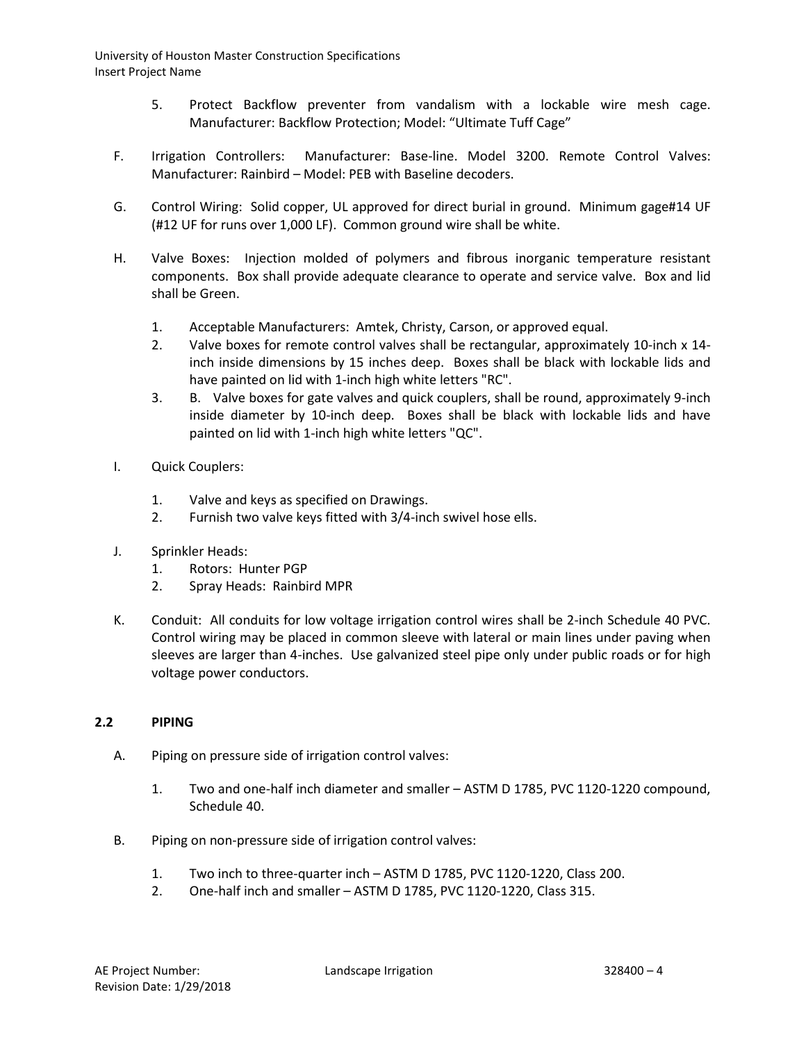5. Protect Backflow preventer from vandalism with a lockable wire mesh cage. Manufacturer: Backflow Protection; Model: "Ultimate Tuff Cage"

F. Irrigation Controllers: Manufacturer: Base-line. Model 3200. Remote Control Valves: Manufacturer: Rainbird – Model: PEB with Baseline decoders.

G. Control Wiring: Solid copper, UL approved for direct burial in ground. Minimum gage#14 UF (#12 UF for runs over 1,000 LF). Common ground wire shall be white.

H. Valve Boxes: Injection molded of polymers and fibrous inorganic temperature resistant components. Box shall provide adequate clearance to operate and service valve. Box and lid shall be Green.

1. Acceptable Manufacturers: Amtek, Christy, Carson, or approved equal.
2. Valve boxes for remote control valves shall be rectangular, approximately 10-inch x 14-inch inside dimensions by 15 inches deep. Boxes shall be black with lockable lids and have painted on lid with 1-inch high white letters "RC".
3. B. Valve boxes for gate valves and quick couplers, shall be round, approximately 9-inch inside diameter by 10-inch deep. Boxes shall be black with lockable lids and have painted on lid with 1-inch high white letters "QC".

I. Quick Couplers:

1. Valve and keys as specified on Drawings.
2. Furnish two valve keys fitted with 3/4-inch swivel hose ells.

J. Sprinkler Heads:

1. Rotors: Hunter PGP
2. Spray Heads: Rainbird MPR

K. Conduit: All conduits for low voltage irrigation control wires shall be 2-inch Schedule 40 PVC. Control wiring may be placed in common sleeve with lateral or main lines under paving when sleeves are larger than 4-inches. Use galvanized steel pipe only under public roads or for high voltage power conductors.

## 2.2 PIPING

A. Piping on pressure side of irrigation control valves:

1. Two and one-half inch diameter and smaller – ASTM D 1785, PVC 1120-1220 compound, Schedule 40.

B. Piping on non-pressure side of irrigation control valves:

1. Two inch to three-quarter inch – ASTM D 1785, PVC 1120-1220, Class 200.
2. One-half inch and smaller – ASTM D 1785, PVC 1120-1220, Class 315.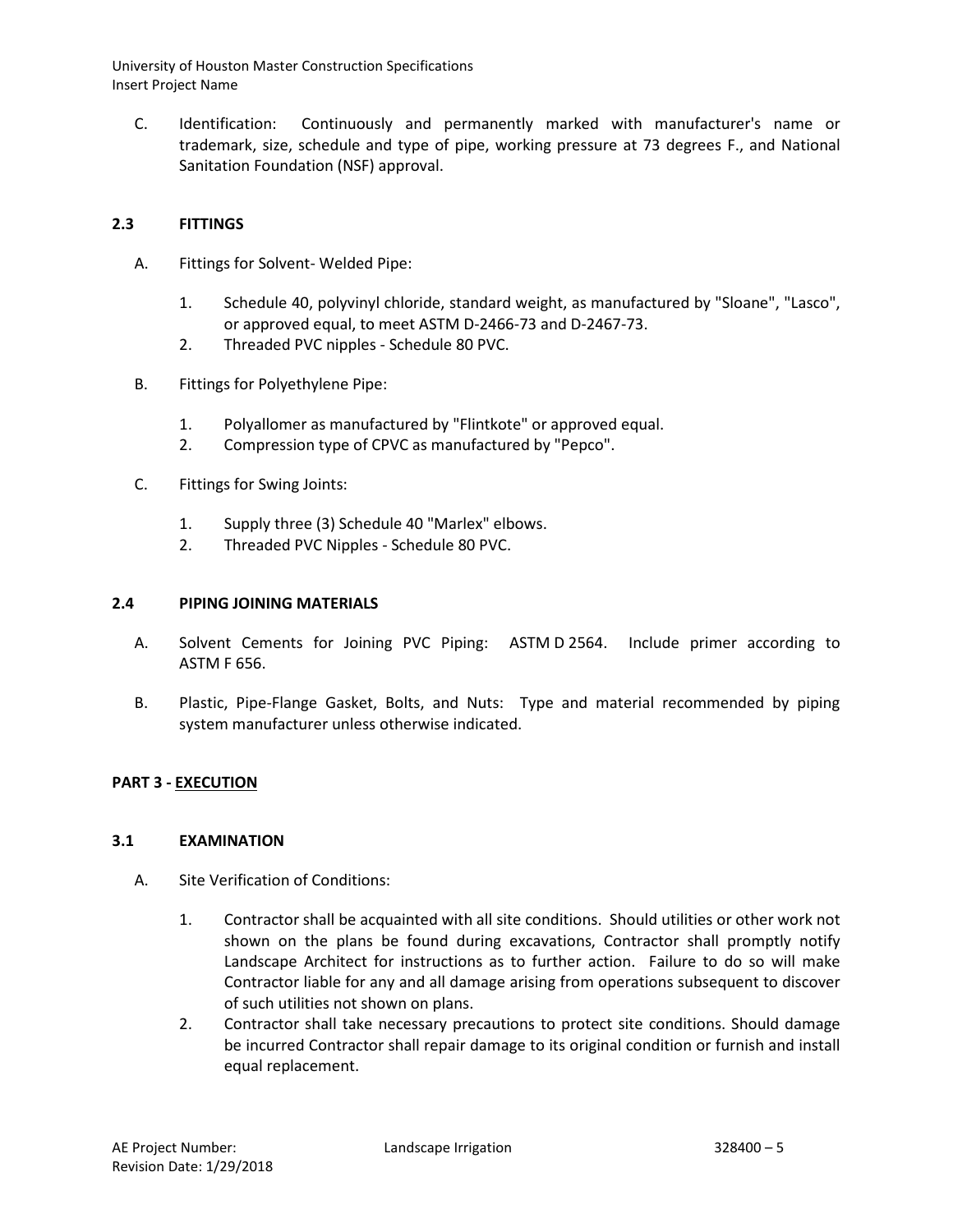C. Identification: Continuously and permanently marked with manufacturer's name or trademark, size, schedule and type of pipe, working pressure at 73 degrees F., and National Sanitation Foundation (NSF) approval.

## 2.3 FITTINGS

A. Fittings for Solvent- Welded Pipe:

1. Schedule 40, polyvinyl chloride, standard weight, as manufactured by "Sloane", "Lasco", or approved equal, to meet ASTM D-2466-73 and D-2467-73.
2. Threaded PVC nipples - Schedule 80 PVC.

B. Fittings for Polyethylene Pipe:

1. Polyallomer as manufactured by "Flintkote" or approved equal.
2. Compression type of CPVC as manufactured by "Pepco".

C. Fittings for Swing Joints:

1. Supply three (3) Schedule 40 "Marlex" elbows.
2. Threaded PVC Nipples - Schedule 80 PVC.

## 2.4 PIPING JOINING MATERIALS

A. Solvent Cements for Joining PVC Piping: ASTM D 2564. Include primer according to ASTM F 656.

B. Plastic, Pipe-Flange Gasket, Bolts, and Nuts: Type and material recommended by piping system manufacturer unless otherwise indicated.

# PART 3 - EXECUTION

## 3.1 EXAMINATION

A. Site Verification of Conditions:

1. Contractor shall be acquainted with all site conditions. Should utilities or other work not shown on the plans be found during excavations, Contractor shall promptly notify Landscape Architect for instructions as to further action. Failure to do so will make Contractor liable for any and all damage arising from operations subsequent to discover of such utilities not shown on plans.
2. Contractor shall take necessary precautions to protect site conditions. Should damage be incurred Contractor shall repair damage to its original condition or furnish and install equal replacement.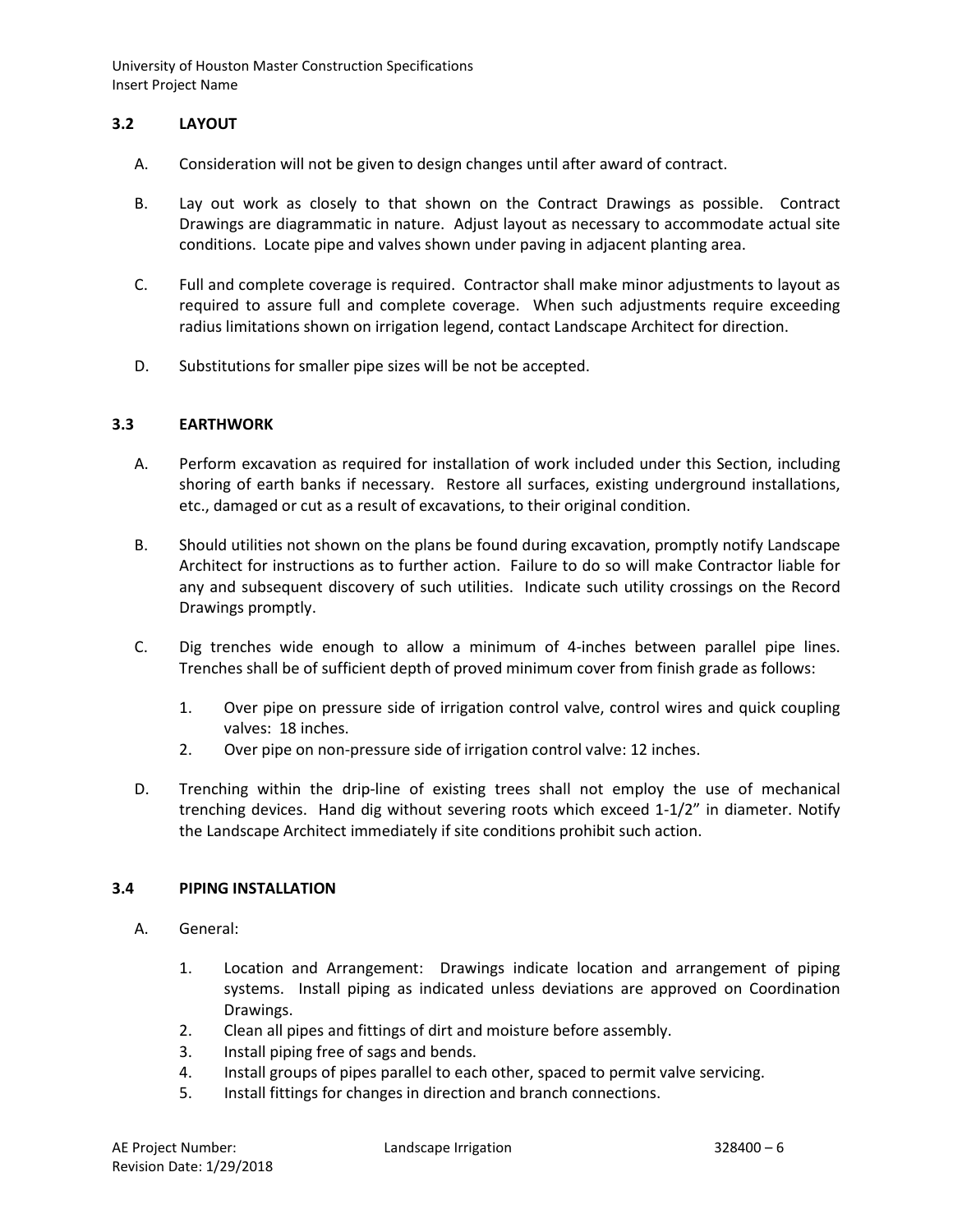### 3.2 LAYOUT

A. Consideration will not be given to design changes until after award of contract.

B. Lay out work as closely to that shown on the Contract Drawings as possible. Contract Drawings are diagrammatic in nature. Adjust layout as necessary to accommodate actual site conditions. Locate pipe and valves shown under paving in adjacent planting area.

C. Full and complete coverage is required. Contractor shall make minor adjustments to layout as required to assure full and complete coverage. When such adjustments require exceeding radius limitations shown on irrigation legend, contact Landscape Architect for direction.

D. Substitutions for smaller pipe sizes will be not be accepted.

### 3.3 EARTHWORK

A. Perform excavation as required for installation of work included under this Section, including shoring of earth banks if necessary. Restore all surfaces, existing underground installations, etc., damaged or cut as a result of excavations, to their original condition.

B. Should utilities not shown on the plans be found during excavation, promptly notify Landscape Architect for instructions as to further action. Failure to do so will make Contractor liable for any and subsequent discovery of such utilities. Indicate such utility crossings on the Record Drawings promptly.

C. Dig trenches wide enough to allow a minimum of 4-inches between parallel pipe lines. Trenches shall be of sufficient depth of proved minimum cover from finish grade as follows:

   1. Over pipe on pressure side of irrigation control valve, control wires and quick coupling valves: 18 inches.
   2. Over pipe on non-pressure side of irrigation control valve: 12 inches.

D. Trenching within the drip-line of existing trees shall not employ the use of mechanical trenching devices. Hand dig without severing roots which exceed 1-1/2" in diameter. Notify the Landscape Architect immediately if site conditions prohibit such action.

### 3.4 PIPING INSTALLATION

A. General:

   1. Location and Arrangement: Drawings indicate location and arrangement of piping systems. Install piping as indicated unless deviations are approved on Coordination Drawings.
   2. Clean all pipes and fittings of dirt and moisture before assembly.
   3. Install piping free of sags and bends.
   4. Install groups of pipes parallel to each other, spaced to permit valve servicing.
   5. Install fittings for changes in direction and branch connections.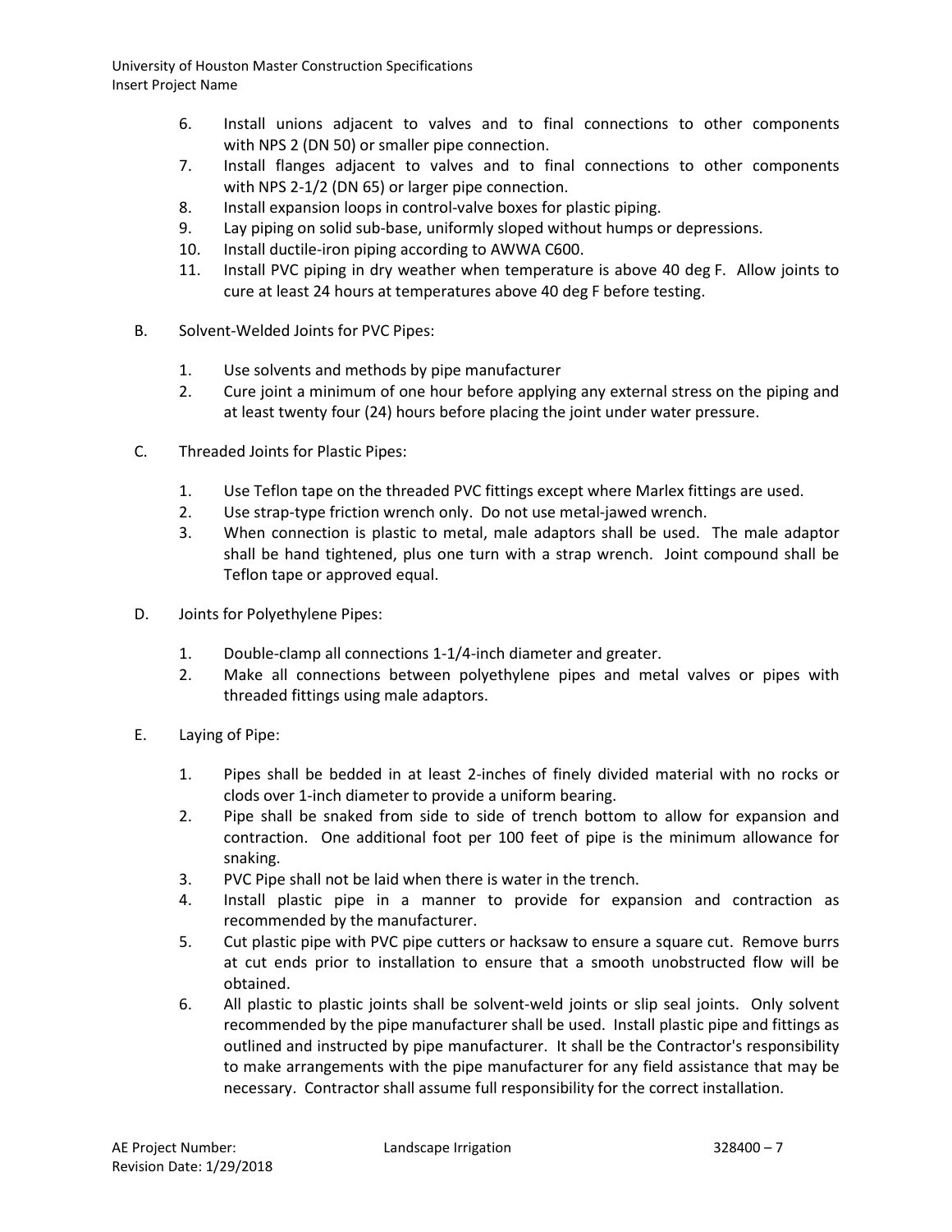6. Install unions adjacent to valves and to final connections to other components with NPS 2 (DN 50) or smaller pipe connection.
7. Install flanges adjacent to valves and to final connections to other components with NPS 2-1/2 (DN 65) or larger pipe connection.
8. Install expansion loops in control-valve boxes for plastic piping.
9. Lay piping on solid sub-base, uniformly sloped without humps or depressions.
10. Install ductile-iron piping according to AWWA C600.
11. Install PVC piping in dry weather when temperature is above 40 deg F. Allow joints to cure at least 24 hours at temperatures above 40 deg F before testing.

B. Solvent-Welded Joints for PVC Pipes:

1. Use solvents and methods by pipe manufacturer
2. Cure joint a minimum of one hour before applying any external stress on the piping and at least twenty four (24) hours before placing the joint under water pressure.

C. Threaded Joints for Plastic Pipes:

1. Use Teflon tape on the threaded PVC fittings except where Marlex fittings are used.
2. Use strap-type friction wrench only. Do not use metal-jawed wrench.
3. When connection is plastic to metal, male adaptors shall be used. The male adaptor shall be hand tightened, plus one turn with a strap wrench. Joint compound shall be Teflon tape or approved equal.

D. Joints for Polyethylene Pipes:

1. Double-clamp all connections 1-1/4-inch diameter and greater.
2. Make all connections between polyethylene pipes and metal valves or pipes with threaded fittings using male adaptors.

E. Laying of Pipe:

1. Pipes shall be bedded in at least 2-inches of finely divided material with no rocks or clods over 1-inch diameter to provide a uniform bearing.
2. Pipe shall be snaked from side to side of trench bottom to allow for expansion and contraction. One additional foot per 100 feet of pipe is the minimum allowance for snaking.
3. PVC Pipe shall not be laid when there is water in the trench.
4. Install plastic pipe in a manner to provide for expansion and contraction as recommended by the manufacturer.
5. Cut plastic pipe with PVC pipe cutters or hacksaw to ensure a square cut. Remove burrs at cut ends prior to installation to ensure that a smooth unobstructed flow will be obtained.
6. All plastic to plastic joints shall be solvent-weld joints or slip seal joints. Only solvent recommended by the pipe manufacturer shall be used. Install plastic pipe and fittings as outlined and instructed by pipe manufacturer. It shall be the Contractor's responsibility to make arrangements with the pipe manufacturer for any field assistance that may be necessary. Contractor shall assume full responsibility for the correct installation.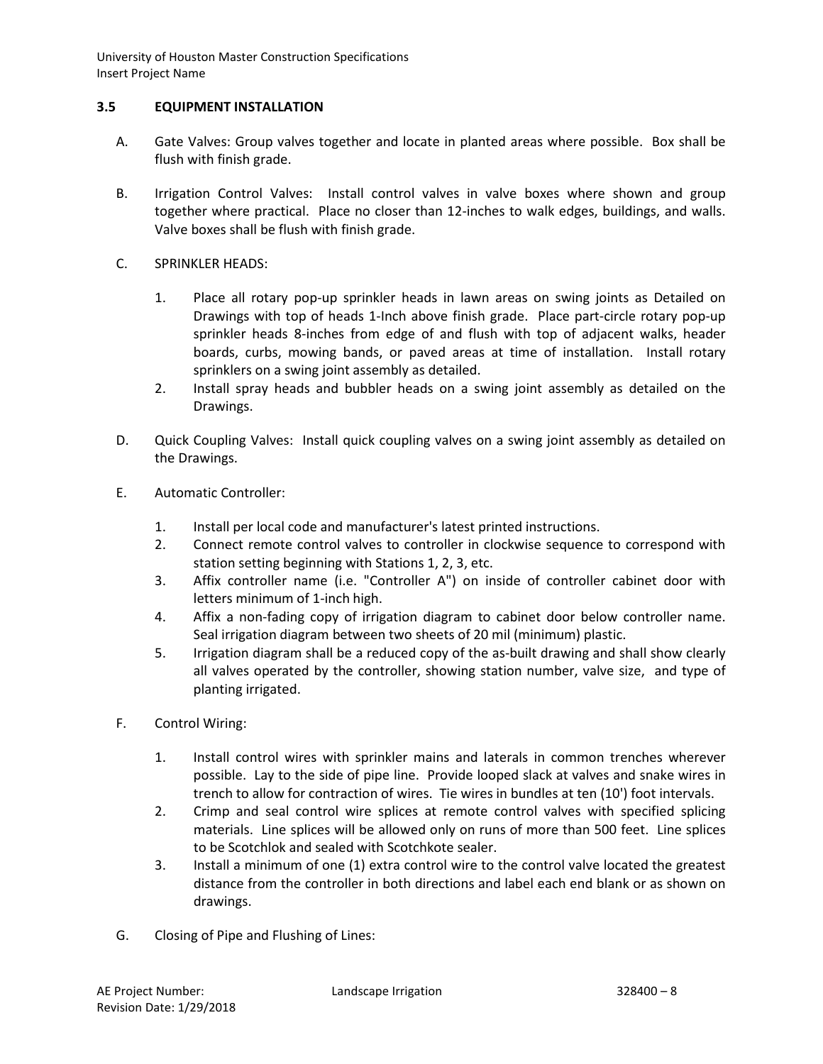### 3.5 EQUIPMENT INSTALLATION

A. Gate Valves: Group valves together and locate in planted areas where possible. Box shall be flush with finish grade.

B. Irrigation Control Valves: Install control valves in valve boxes where shown and group together where practical. Place no closer than 12-inches to walk edges, buildings, and walls. Valve boxes shall be flush with finish grade.

C. SPRINKLER HEADS:

1. Place all rotary pop-up sprinkler heads in lawn areas on swing joints as Detailed on Drawings with top of heads 1-Inch above finish grade. Place part-circle rotary pop-up sprinkler heads 8-inches from edge of and flush with top of adjacent walks, header boards, curbs, mowing bands, or paved areas at time of installation. Install rotary sprinklers on a swing joint assembly as detailed.
2. Install spray heads and bubbler heads on a swing joint assembly as detailed on the Drawings.

D. Quick Coupling Valves: Install quick coupling valves on a swing joint assembly as detailed on the Drawings.

E. Automatic Controller:

1. Install per local code and manufacturer's latest printed instructions.
2. Connect remote control valves to controller in clockwise sequence to correspond with station setting beginning with Stations 1, 2, 3, etc.
3. Affix controller name (i.e. "Controller A") on inside of controller cabinet door with letters minimum of 1-inch high.
4. Affix a non-fading copy of irrigation diagram to cabinet door below controller name. Seal irrigation diagram between two sheets of 20 mil (minimum) plastic.
5. Irrigation diagram shall be a reduced copy of the as-built drawing and shall show clearly all valves operated by the controller, showing station number, valve size, and type of planting irrigated.

F. Control Wiring:

1. Install control wires with sprinkler mains and laterals in common trenches wherever possible. Lay to the side of pipe line. Provide looped slack at valves and snake wires in trench to allow for contraction of wires. Tie wires in bundles at ten (10') foot intervals.
2. Crimp and seal control wire splices at remote control valves with specified splicing materials. Line splices will be allowed only on runs of more than 500 feet. Line splices to be Scotchlok and sealed with Scotchkote sealer.
3. Install a minimum of one (1) extra control wire to the control valve located the greatest distance from the controller in both directions and label each end blank or as shown on drawings.

G. Closing of Pipe and Flushing of Lines: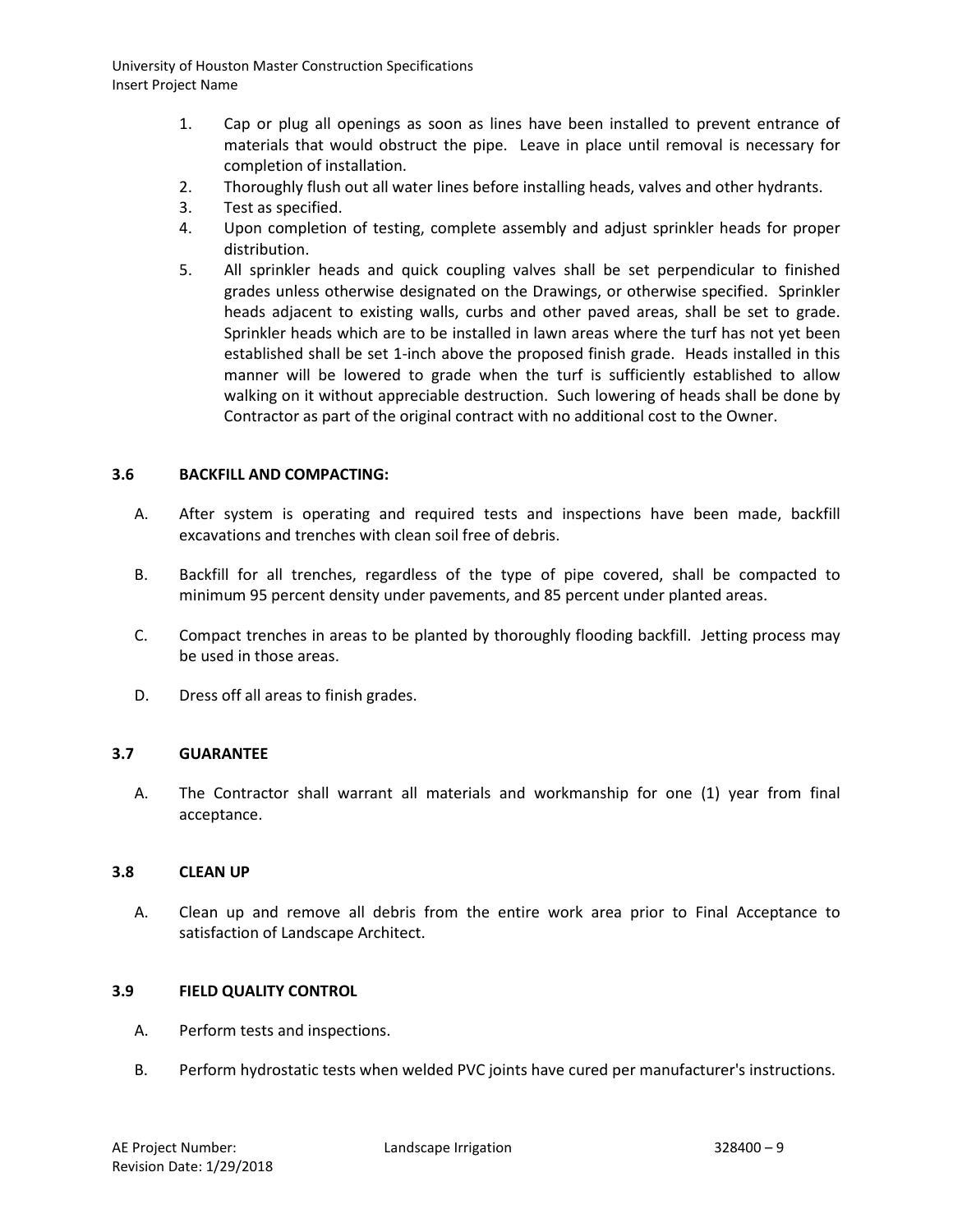1. Cap or plug all openings as soon as lines have been installed to prevent entrance of materials that would obstruct the pipe. Leave in place until removal is necessary for completion of installation.
2. Thoroughly flush out all water lines before installing heads, valves and other hydrants.
3. Test as specified.
4. Upon completion of testing, complete assembly and adjust sprinkler heads for proper distribution.
5. All sprinkler heads and quick coupling valves shall be set perpendicular to finished grades unless otherwise designated on the Drawings, or otherwise specified. Sprinkler heads adjacent to existing walls, curbs and other paved areas, shall be set to grade. Sprinkler heads which are to be installed in lawn areas where the turf has not yet been established shall be set 1-inch above the proposed finish grade. Heads installed in this manner will be lowered to grade when the turf is sufficiently established to allow walking on it without appreciable destruction. Such lowering of heads shall be done by Contractor as part of the original contract with no additional cost to the Owner.

### 3.6 BACKFILL AND COMPACTING:

A. After system is operating and required tests and inspections have been made, backfill excavations and trenches with clean soil free of debris.

B. Backfill for all trenches, regardless of the type of pipe covered, shall be compacted to minimum 95 percent density under pavements, and 85 percent under planted areas.

C. Compact trenches in areas to be planted by thoroughly flooding backfill. Jetting process may be used in those areas.

D. Dress off all areas to finish grades.

### 3.7 GUARANTEE

A. The Contractor shall warrant all materials and workmanship for one (1) year from final acceptance.

### 3.8 CLEAN UP

A. Clean up and remove all debris from the entire work area prior to Final Acceptance to satisfaction of Landscape Architect.

### 3.9 FIELD QUALITY CONTROL

A. Perform tests and inspections.

B. Perform hydrostatic tests when welded PVC joints have cured per manufacturer's instructions.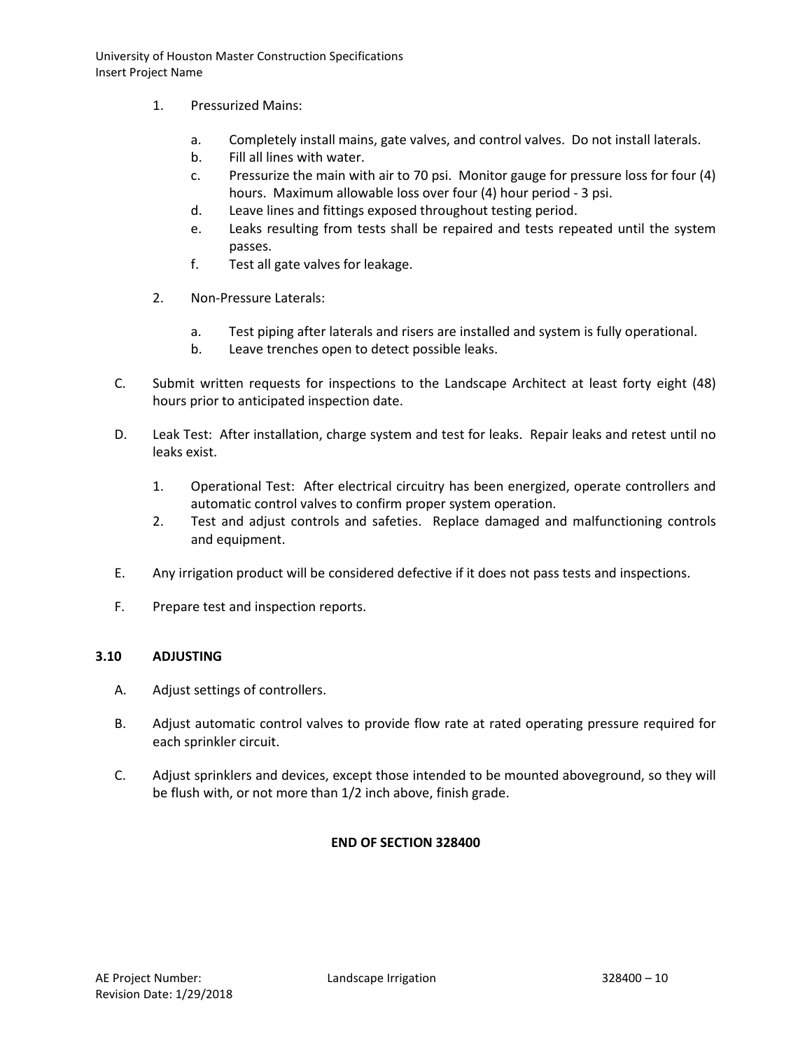1. Pressurized Mains:

   a. Completely install mains, gate valves, and control valves. Do not install laterals.
   b. Fill all lines with water.
   c. Pressurize the main with air to 70 psi. Monitor gauge for pressure loss for four (4) hours. Maximum allowable loss over four (4) hour period - 3 psi.
   d. Leave lines and fittings exposed throughout testing period.
   e. Leaks resulting from tests shall be repaired and tests repeated until the system passes.
   f. Test all gate valves for leakage.

2. Non-Pressure Laterals:

   a. Test piping after laterals and risers are installed and system is fully operational.
   b. Leave trenches open to detect possible leaks.

C. Submit written requests for inspections to the Landscape Architect at least forty eight (48) hours prior to anticipated inspection date.

D. Leak Test: After installation, charge system and test for leaks. Repair leaks and retest until no leaks exist.

   1. Operational Test: After electrical circuitry has been energized, operate controllers and automatic control valves to confirm proper system operation.
   2. Test and adjust controls and safeties. Replace damaged and malfunctioning controls and equipment.

E. Any irrigation product will be considered defective if it does not pass tests and inspections.

F. Prepare test and inspection reports.

### 3.10 ADJUSTING

A. Adjust settings of controllers.

B. Adjust automatic control valves to provide flow rate at rated operating pressure required for each sprinkler circuit.

C. Adjust sprinklers and devices, except those intended to be mounted aboveground, so they will be flush with, or not more than 1/2 inch above, finish grade.

**END OF SECTION 328400**